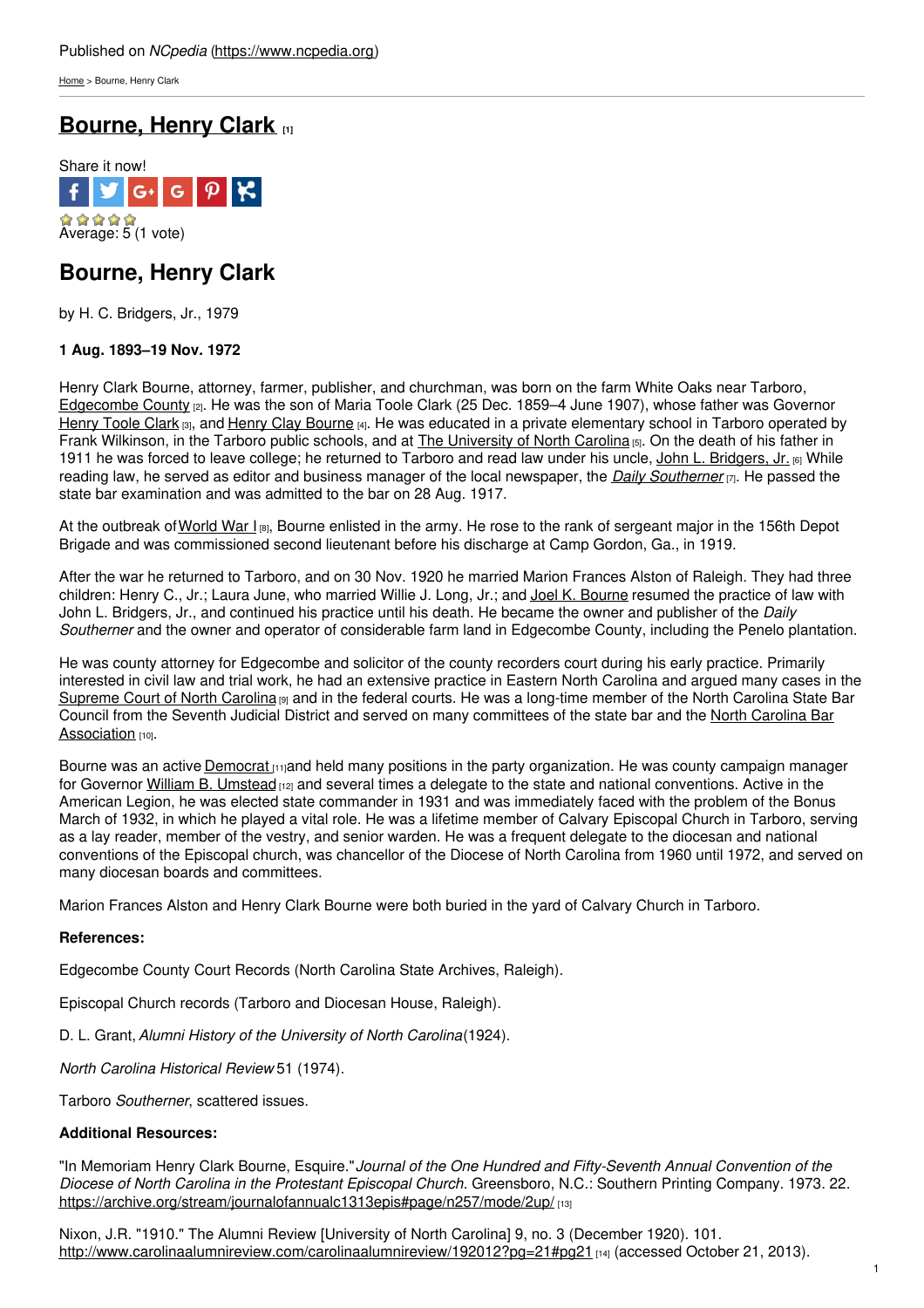Published on *NCpedia* (https://www.ncpedia.org)

Home > Bourne, Henry Clark

# Bourne, Henry Clark [1]

Share it now!

Average: 5 (1 vote)

## Bourne, Henry Clark

by H. C. Bridgers, Jr., 1979

**1 Aug. 1893–19 Nov. 1972**

Henry Clark Bourne, attorney, farmer, publisher, and churchman, was born on the farm White Oaks near Tarboro, Edgecombe County [2]. He was the son of Maria Toole Clark (25 Dec. 1859–4 June 1907), whose father was Governor Henry Toole Clark [3], and Henry Clay Bourne [4]. He was educated in a private elementary school in Tarboro operated by Frank Wilkinson, in the Tarboro public schools, and at The University of North Carolina [5]. On the death of his father in 1911 he was forced to leave college; he returned to Tarboro and read law under his uncle, John L. Bridgers, Jr. [6] While reading law, he served as editor and business manager of the local newspaper, the *Daily Southerner* [7]. He passed the state bar examination and was admitted to the bar on 28 Aug. 1917.

At the outbreak of World War I [8], Bourne enlisted in the army. He rose to the rank of sergeant major in the 156th Depot Brigade and was commissioned second lieutenant before his discharge at Camp Gordon, Ga., in 1919.

After the war he returned to Tarboro, and on 30 Nov. 1920 he married Marion Frances Alston of Raleigh. They had three children: Henry C., Jr.; Laura June, who married Willie J. Long, Jr.; and Joel K. Bourne resumed the practice of law with John L. Bridgers, Jr., and continued his practice until his death. He became the owner and publisher of the *Daily Southerner* and the owner and operator of considerable farm land in Edgecombe County, including the Penelo plantation.

He was county attorney for Edgecombe and solicitor of the county recorders court during his early practice. Primarily interested in civil law and trial work, he had an extensive practice in Eastern North Carolina and argued many cases in the Supreme Court of North Carolina [9] and in the federal courts. He was a long-time member of the North Carolina State Bar Council from the Seventh Judicial District and served on many committees of the state bar and the North Carolina Bar Association [10].

Bourne was an active Democrat [11] and held many positions in the party organization. He was county campaign manager for Governor William B. Umstead [12] and several times a delegate to the state and national conventions. Active in the American Legion, he was elected state commander in 1931 and was immediately faced with the problem of the Bonus March of 1932, in which he played a vital role. He was a lifetime member of Calvary Episcopal Church in Tarboro, serving as a lay reader, member of the vestry, and senior warden. He was a frequent delegate to the diocesan and national conventions of the Episcopal church, was chancellor of the Diocese of North Carolina from 1960 until 1972, and served on many diocesan boards and committees.

Marion Frances Alston and Henry Clark Bourne were both buried in the yard of Calvary Church in Tarboro.

**References:**

Edgecombe County Court Records (North Carolina State Archives, Raleigh).

Episcopal Church records (Tarboro and Diocesan House, Raleigh).

D. L. Grant, *Alumni History of the University of North Carolina* (1924).

*North Carolina Historical Review* 51 (1974).

Tarboro *Southerner*, scattered issues.

**Additional Resources:**

"In Memoriam Henry Clark Bourne, Esquire." *Journal of the One Hundred and Fifty-Seventh Annual Convention of the Diocese of North Carolina in the Protestant Episcopal Church*. Greensboro, N.C.: Southern Printing Company. 1973. 22. https://archive.org/stream/journalofannualc1313epis#page/n257/mode/2up/ [13]

Nixon, J.R. "1910." The Alumni Review [University of North Carolina] 9, no. 3 (December 1920). 101. http://www.carolinaalumnireview.com/carolinaalumnireview/192012?pg=21#pg21 [14] (accessed October 21, 2013).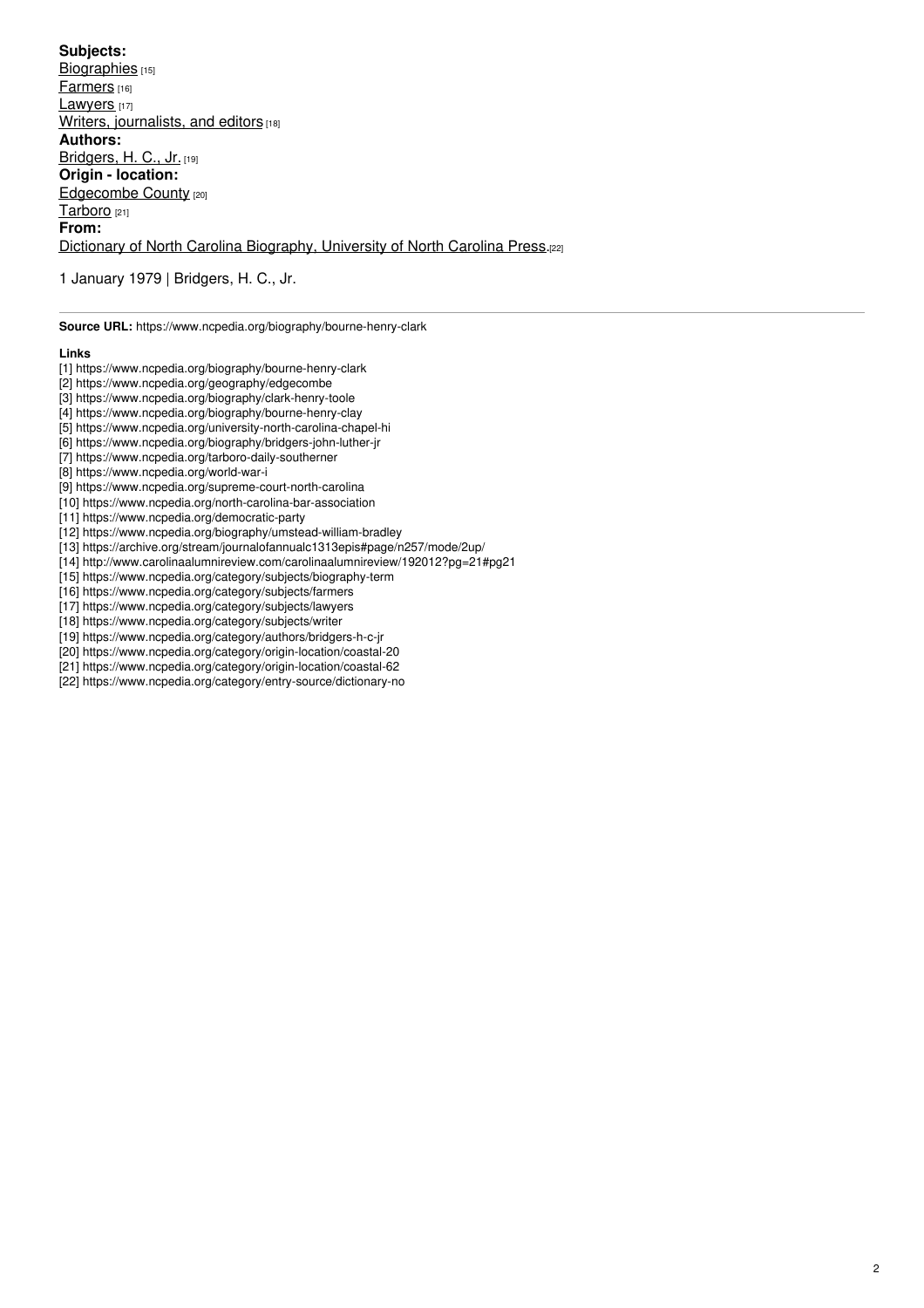**Subjects:**
Biographies [15]
Farmers [16]
Lawyers [17]
Writers, journalists, and editors [18]
**Authors:**
Bridgers, H. C., Jr. [19]
**Origin - location:**
Edgecombe County [20]
Tarboro [21]
**From:**
Dictionary of North Carolina Biography, University of North Carolina Press.[22]

1 January 1979 | Bridgers, H. C., Jr.

---

**Source URL:** https://www.ncpedia.org/biography/bourne-henry-clark

**Links**

[1] https://www.ncpedia.org/biography/bourne-henry-clark
[2] https://www.ncpedia.org/geography/edgecombe
[3] https://www.ncpedia.org/biography/clark-henry-toole
[4] https://www.ncpedia.org/biography/bourne-henry-clay
[5] https://www.ncpedia.org/university-north-carolina-chapel-hi
[6] https://www.ncpedia.org/biography/bridgers-john-luther-jr
[7] https://www.ncpedia.org/tarboro-daily-southerner
[8] https://www.ncpedia.org/world-war-i
[9] https://www.ncpedia.org/supreme-court-north-carolina
[10] https://www.ncpedia.org/north-carolina-bar-association
[11] https://www.ncpedia.org/democratic-party
[12] https://www.ncpedia.org/biography/umstead-william-bradley
[13] https://archive.org/stream/journalofannualc1313epis#page/n257/mode/2up/
[14] http://www.carolinaalumnireview.com/carolinaalumnireview/192012?pg=21#pg21
[15] https://www.ncpedia.org/category/subjects/biography-term
[16] https://www.ncpedia.org/category/subjects/farmers
[17] https://www.ncpedia.org/category/subjects/lawyers
[18] https://www.ncpedia.org/category/subjects/writer
[19] https://www.ncpedia.org/category/authors/bridgers-h-c-jr
[20] https://www.ncpedia.org/category/origin-location/coastal-20
[21] https://www.ncpedia.org/category/origin-location/coastal-62
[22] https://www.ncpedia.org/category/entry-source/dictionary-no